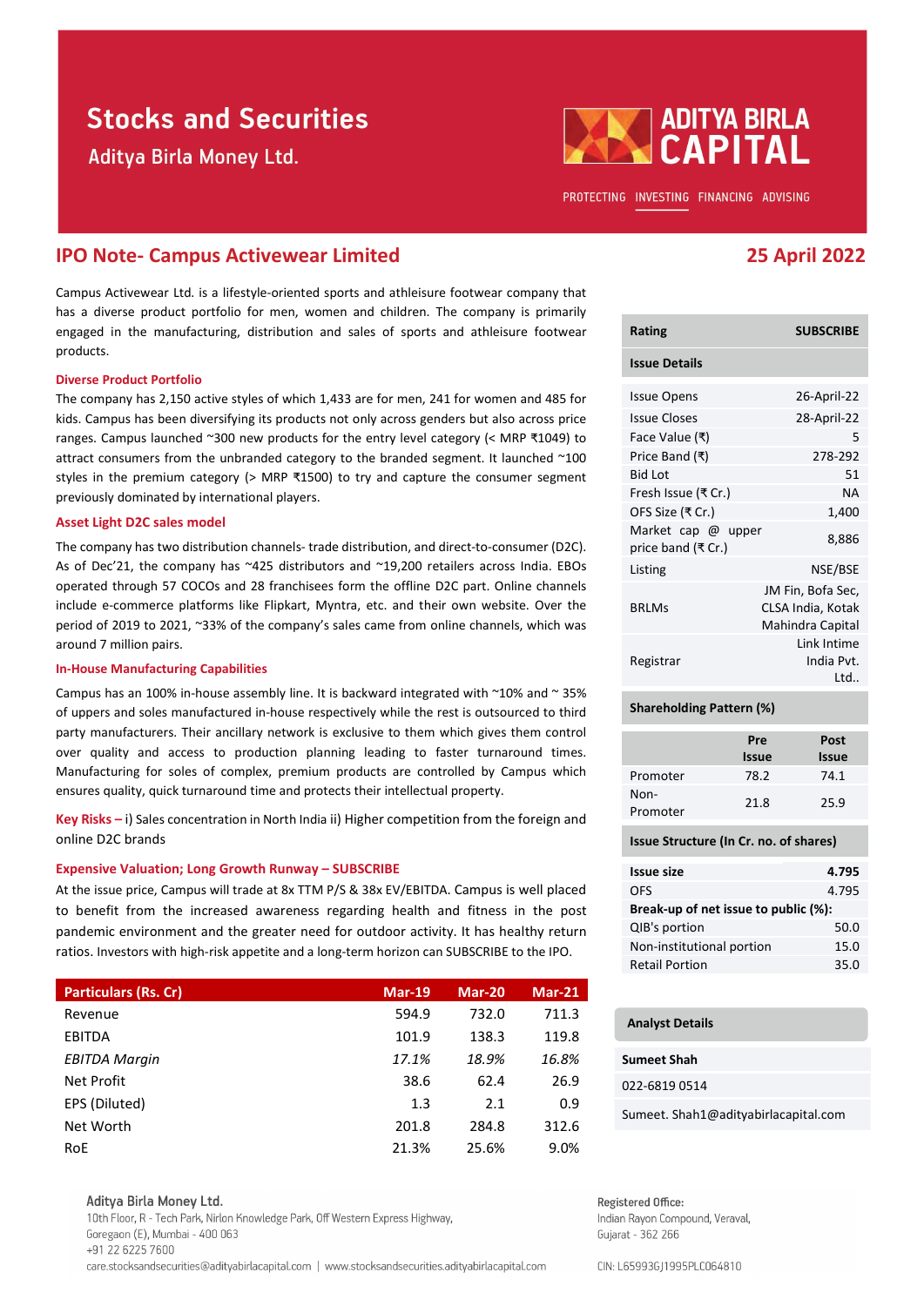# Stocks and Securities

Aditya Birla Money Ltd.

ADITYA BIRLA CAPITAL

PROTECTING INVESTING FINANCING ADVISING

## IPO Note- Campus Activewear Limited

**25 April 2022**

Campus Activewear Ltd. is a lifestyle-oriented sports and athleisure footwear company that has a diverse product portfolio for men, women and children. The company is primarily engaged in the manufacturing, distribution and sales of sports and athleisure footwear products.

### Diverse Product Portfolio

The company has 2,150 active styles of which 1,433 are for men, 241 for women and 485 for kids. Campus has been diversifying its products not only across genders but also across price ranges. Campus launched ~300 new products for the entry level category (< MRP ₹1049) to attract consumers from the unbranded category to the branded segment. It launched ~100 styles in the premium category (> MRP ₹1500) to try and capture the consumer segment previously dominated by international players.

### Asset Light D2C sales model

The company has two distribution channels- trade distribution, and direct-to-consumer (D2C). As of Dec'21, the company has ~425 distributors and ~19,200 retailers across India. EBOs operated through 57 COCOs and 28 franchisees form the offline D2C part. Online channels include e-commerce platforms like Flipkart, Myntra, etc. and their own website. Over the period of 2019 to 2021, ~33% of the company's sales came from online channels, which was around 7 million pairs.

### In-House Manufacturing Capabilities

Campus has an 100% in-house assembly line. It is backward integrated with ~10% and ~ 35% of uppers and soles manufactured in-house respectively while the rest is outsourced to third party manufacturers. Their ancillary network is exclusive to them which gives them control over quality and access to production planning leading to faster turnaround times. Manufacturing for soles of complex, premium products are controlled by Campus which ensures quality, quick turnaround time and protects their intellectual property.

**Key Risks –** i) Sales concentration in North India ii) Higher competition from the foreign and online D2C brands

### Expensive Valuation; Long Growth Runway – SUBSCRIBE

At the issue price, Campus will trade at 8x TTM P/S & 38x EV/EBITDA. Campus is well placed to benefit from the increased awareness regarding health and fitness in the post pandemic environment and the greater need for outdoor activity. It has healthy return ratios. Investors with high-risk appetite and a long-term horizon can SUBSCRIBE to the IPO.

| Particulars (Rs. Cr) | Mar-19 | Mar-20 | Mar-21 |
|---|---|---|---|
| Revenue | 594.9 | 732.0 | 711.3 |
| EBITDA | 101.9 | 138.3 | 119.8 |
| *EBITDA Margin* | *17.1%* | *18.9%* | *16.8%* |
| Net Profit | 38.6 | 62.4 | 26.9 |
| EPS (Diluted) | 1.3 | 2.1 | 0.9 |
| Net Worth | 201.8 | 284.8 | 312.6 |
| RoE | 21.3% | 25.6% | 9.0% |

| **Rating** | **SUBSCRIBE** |
|---|---|
| **Issue Details** | |
| Issue Opens | 26-April-22 |
| Issue Closes | 28-April-22 |
| Face Value (₹) | 5 |
| Price Band (₹) | 278-292 |
| Bid Lot | 51 |
| Fresh Issue (₹ Cr.) | NA |
| OFS Size (₹ Cr.) | 1,400 |
| Market cap @ upper price band (₹ Cr.) | 8,886 |
| Listing | NSE/BSE |
| BRLMs | JM Fin, Bofa Sec, CLSA India, Kotak Mahindra Capital |
| Registrar | Link Intime India Pvt. Ltd.. |

**Shareholding Pattern (%)**

| | Pre Issue | Post Issue |
|---|---|---|
| Promoter | 78.2 | 74.1 |
| Non-Promoter | 21.8 | 25.9 |

**Issue Structure (In Cr. no. of shares)**

| **Issue size** | **4.795** |
|---|---|
| OFS | 4.795 |
| **Break-up of net issue to public (%):** | |
| QIB's portion | 50.0 |
| Non-institutional portion | 15.0 |
| Retail Portion | 35.0 |

**Analyst Details**

**Sumeet Shah**

022-6819 0514

Sumeet. Shah1@adityabirlacapital.com

Aditya Birla Money Ltd.
10th Floor, R - Tech Park, Nirlon Knowledge Park, Off Western Express Highway, Goregaon (E), Mumbai - 400 063
+91 22 6225 7600
care.stocksandsecurities@adityabirlacapital.com | www.stocksandsecurities.adityabirlacapital.com

Registered Office:
Indian Rayon Compound, Veraval, Gujarat - 362 266

CIN: L65993GJ1995PLC064810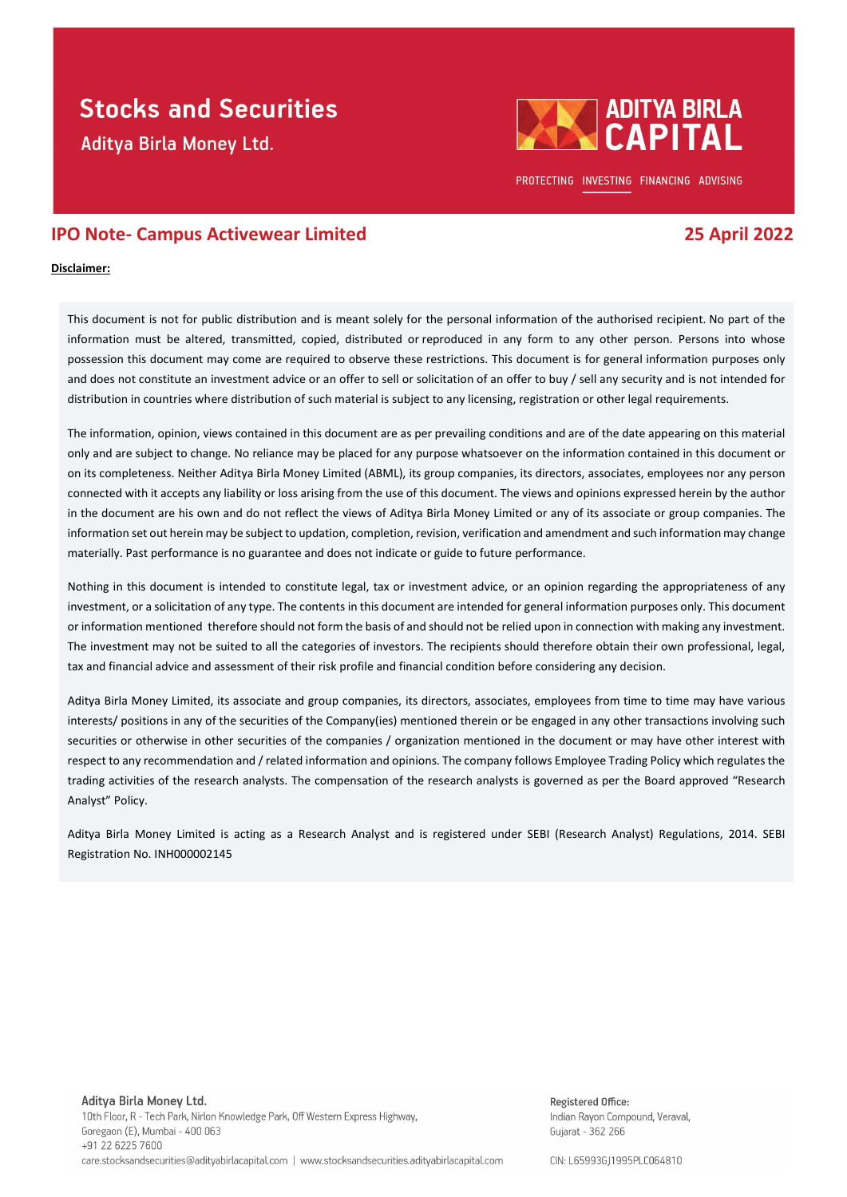# Stocks and Securities

Aditya Birla Money Ltd.

ADITYA BIRLA CAPITAL

PROTECTING INVESTING FINANCING ADVISING

## IPO Note- Campus Activewear Limited

**25 April 2022**

**Disclaimer:**

This document is not for public distribution and is meant solely for the personal information of the authorised recipient. No part of the information must be altered, transmitted, copied, distributed or reproduced in any form to any other person. Persons into whose possession this document may come are required to observe these restrictions. This document is for general information purposes only and does not constitute an investment advice or an offer to sell or solicitation of an offer to buy / sell any security and is not intended for distribution in countries where distribution of such material is subject to any licensing, registration or other legal requirements.

The information, opinion, views contained in this document are as per prevailing conditions and are of the date appearing on this material only and are subject to change. No reliance may be placed for any purpose whatsoever on the information contained in this document or on its completeness. Neither Aditya Birla Money Limited (ABML), its group companies, its directors, associates, employees nor any person connected with it accepts any liability or loss arising from the use of this document. The views and opinions expressed herein by the author in the document are his own and do not reflect the views of Aditya Birla Money Limited or any of its associate or group companies. The information set out herein may be subject to updation, completion, revision, verification and amendment and such information may change materially. Past performance is no guarantee and does not indicate or guide to future performance.

Nothing in this document is intended to constitute legal, tax or investment advice, or an opinion regarding the appropriateness of any investment, or a solicitation of any type. The contents in this document are intended for general information purposes only. This document or information mentioned therefore should not form the basis of and should not be relied upon in connection with making any investment. The investment may not be suited to all the categories of investors. The recipients should therefore obtain their own professional, legal, tax and financial advice and assessment of their risk profile and financial condition before considering any decision.

Aditya Birla Money Limited, its associate and group companies, its directors, associates, employees from time to time may have various interests/ positions in any of the securities of the Company(ies) mentioned therein or be engaged in any other transactions involving such securities or otherwise in other securities of the companies / organization mentioned in the document or may have other interest with respect to any recommendation and / related information and opinions. The company follows Employee Trading Policy which regulates the trading activities of the research analysts. The compensation of the research analysts is governed as per the Board approved "Research Analyst" Policy.

Aditya Birla Money Limited is acting as a Research Analyst and is registered under SEBI (Research Analyst) Regulations, 2014. SEBI Registration No. INH000002145

**Aditya Birla Money Ltd.**
10th Floor, R - Tech Park, Nirlon Knowledge Park, Off Western Express Highway,
Goregaon (E), Mumbai - 400 063
+91 22 6225 7600
care.stocksandsecurities@adityabirlacapital.com | www.stocksandsecurities.adityabirlacapital.com

**Registered Office:**
Indian Rayon Compound, Veraval,
Gujarat - 362 266

CIN: L65993GJ1995PLC064810